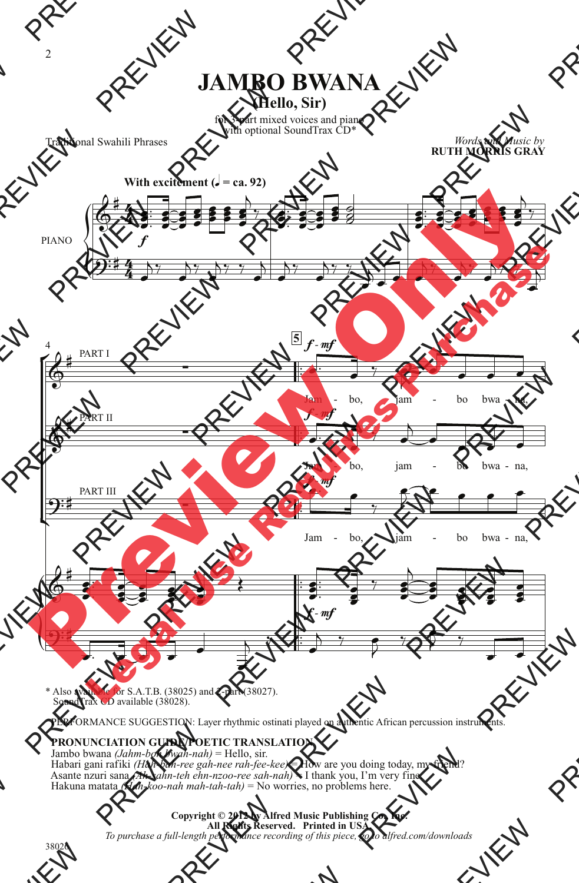# JAMBO BWANA

## (Hello, Sir)

for 3-part mixed voices and piano
with optional SoundTrax CD*

Traditional Swahili Phrases

*Words and Music by*
**RUTH MORRIS GRAY**

**With excitement (♩ = ca. 92)**

PIANO

PART I

PART II

PART III

Jam - bo, jam - bo bwa - na,

Jam - bo, jam - bo bwa - na,

Jam - bo, jam - bo bwa - na,

\* Also available for S.A.T.B. (38025) and 2-part (38027).
SoundTrax CD available (38028).

PERFORMANCE SUGGESTION: Layer rhythmic ostinati played on authentic African percussion instruments.

**PRONUNCIATION GUIDE/POETIC TRANSLATION:**

Jambo bwana *(Jahm-boh bwah-nah)* = Hello, sir.
Habari gani rafiki *(Hah-bah-ree gah-nee rah-fee-kee)* = How are you doing today, my friend?
Asante nzuri sana *(Ah-sahn-teh ehn-nzoo-ree sah-nah)* = I thank you, I'm very fine.
Hakuna matata *(Hah-koo-nah mah-tah-tah)* = No worries, no problems here.

**Copyright © 2012 by Alfred Music Publishing Co., Inc.**
**All Rights Reserved. Printed in USA.**
*To purchase a full-length performance recording of this piece, go to alfred.com/downloads*

38026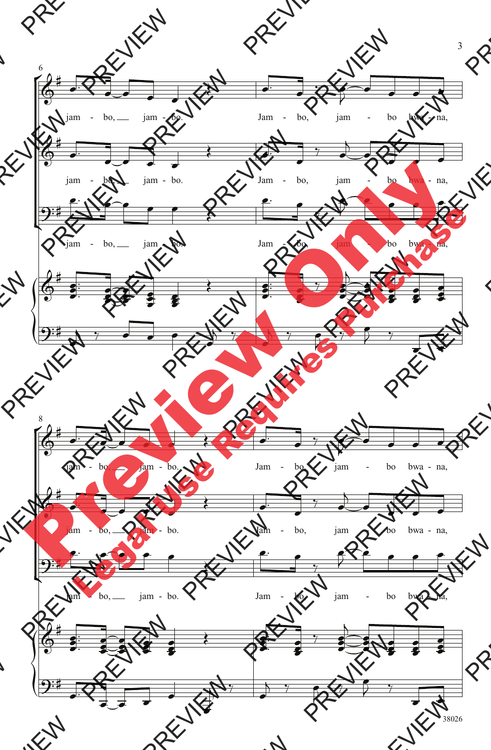6

jam - bo, jam - bo. Jam - bo, jam - bo bwa - na,

jam - bo, jam - bo. Jam - bo, jam - bo bwa - na,

jam - bo, jam - bo. Jam - bo, jam - bo bwa - na,

8

jam - bo, jam - bo. Jam - bo, jam - bo bwa - na,

jam - bo, jam - bo. Jam - bo, jam - bo bwa - na,

jam - bo, jam - bo. Jam - bo, jam - bo bwa - na,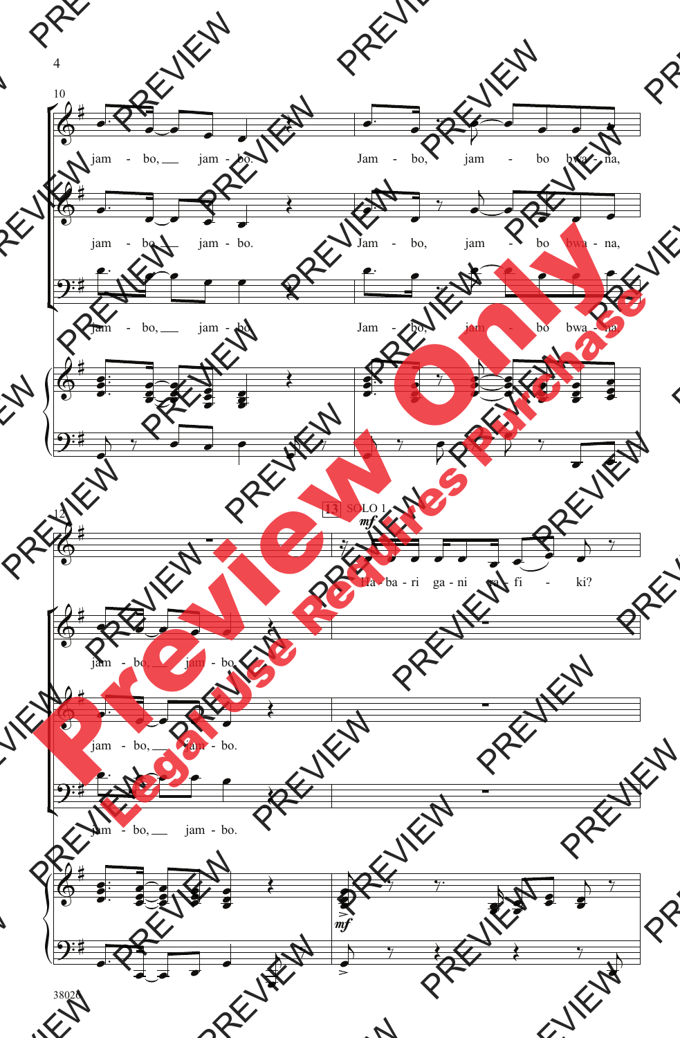jam - bo, jam - bo. Jam - bo, jam - bo bwa - na,

jam - bo, jam - bo. Jam - bo, jam - bo bwa - na,

jam - bo, jam - bo. Jam - bo, jam - bo bwa - na,

13 SOLO 1 *mf*

Ha - ba - ri ga - ni ra - fi - ki?

jam - bo, jam - bo.

jam - bo, jam - bo.

jam - bo, jam - bo.

*mf*

Preview Only

Legal Use Requires Purchase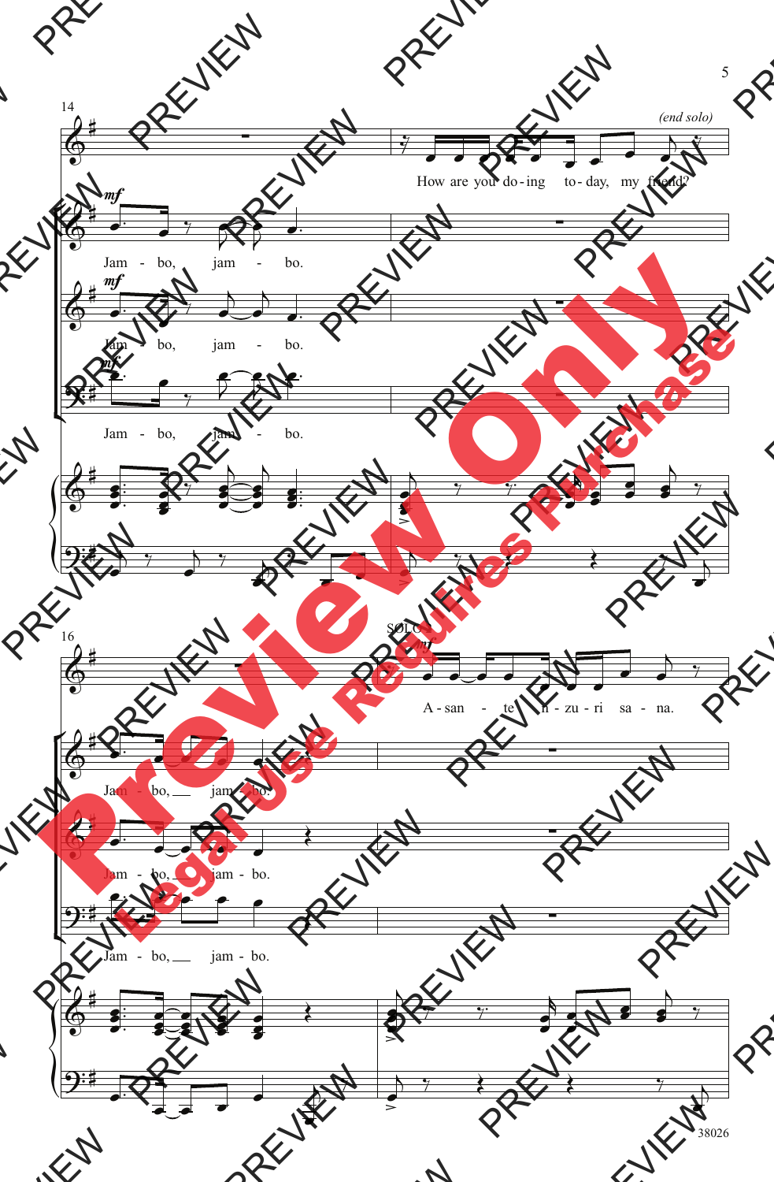*(end solo)*

How are you do-ing to-day, my friend?

Jam - bo, jam - bo.

Jam - bo, jam - bo.

Jam - bo, jam - bo.

SOLO

A-san - te n-zu-ri sa - na.

Jam - bo, jam - bo.

Jam - bo, jam - bo.

Jam - bo, jam - bo.

38026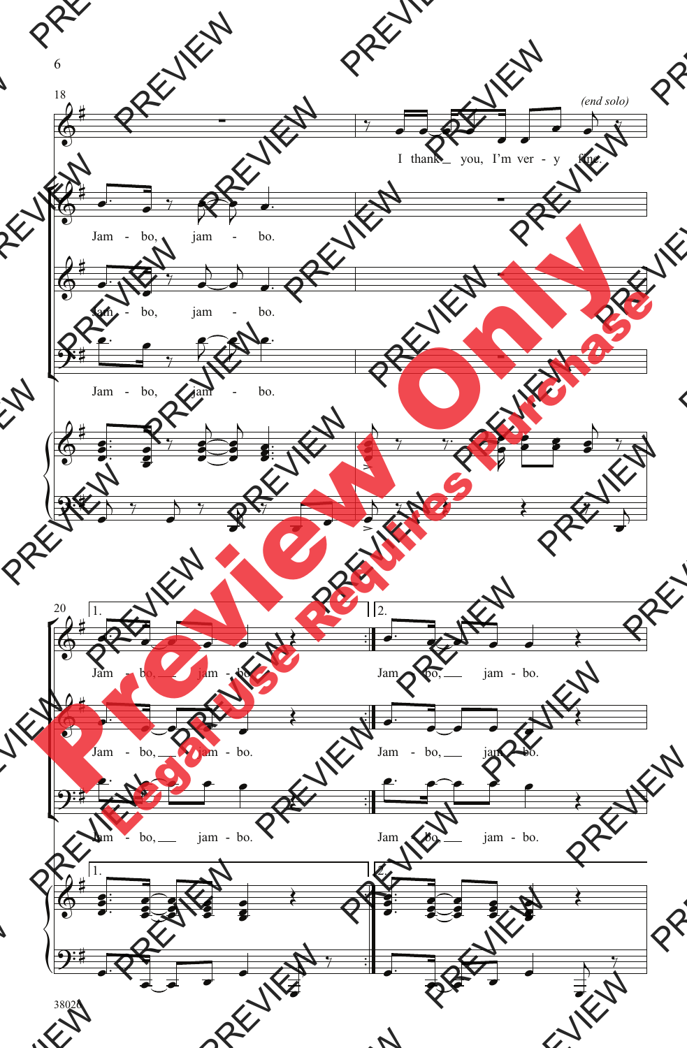*(end solo)*

I thank you, I'm ver - y fine.

Jam - bo, jam - bo.

Jam - bo, jam - bo.

Jam - bo, jam - bo.

1\. Jam - bo, jam - bo.

2\. Jam - bo, jam - bo.

1\. Jam - bo, jam - bo.

2\. Jam - bo, jam - bo.

1\. Jam - bo, jam - bo.

2\. Jam - bo, jam - bo.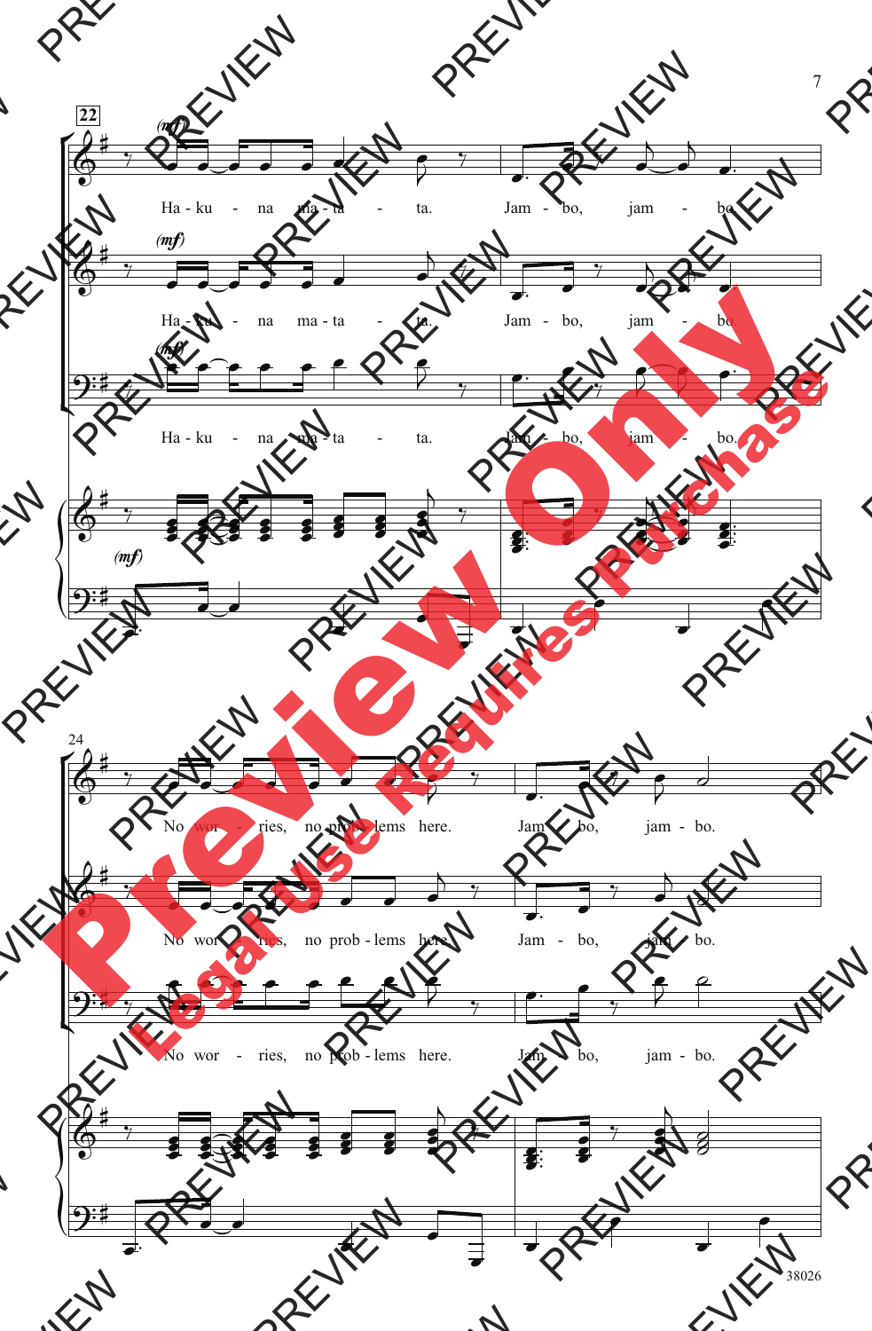22

(mf)

Ha - ku - na ma - ta - ta. Jam - bo, jam - bo.

Ha - ku - na ma - ta - ta. Jam - bo, jam - bo.

Ha - ku - na ma - ta - ta. Jam - bo, jam - bo.

24

No wor - ries, no prob - lems here. Jam - bo, jam - bo.

No wor - ries, no prob - lems here. Jam - bo, jam - bo.

No wor - ries, no prob - lems here. Jam - bo, jam - bo.

38026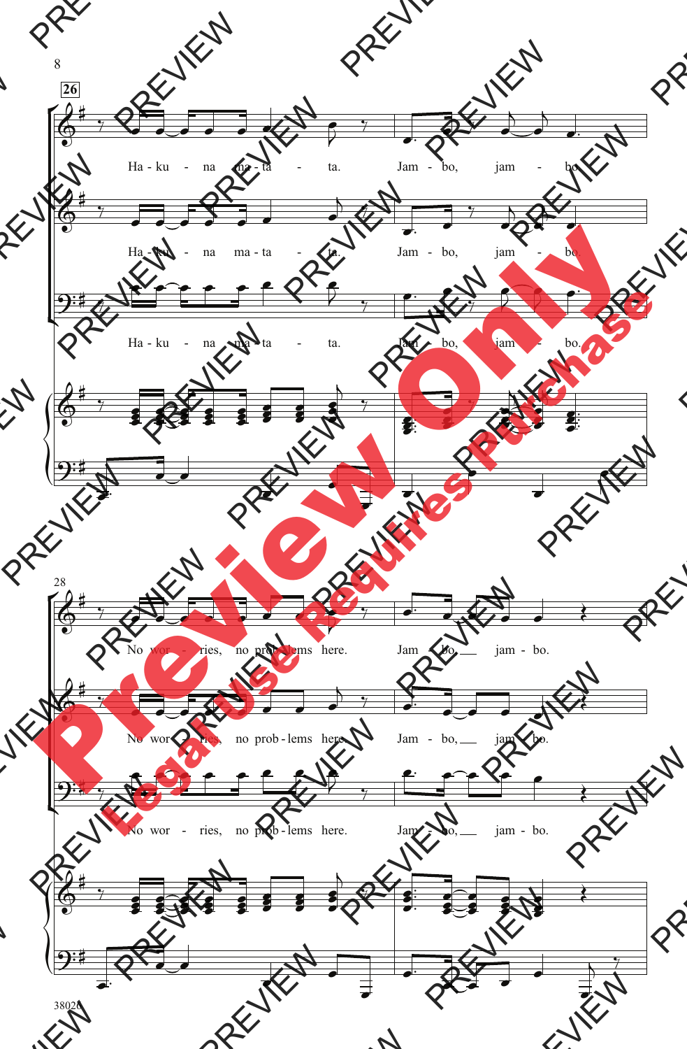Ha - ku - na ma - ta - ta. Jam - bo, jam - bo.

Ha - ku - na ma - ta - ta. Jam - bo, jam - bo.

Ha - ku - na ma - ta - ta. Jam - bo, jam - bo.

No wor - ries, no prob - lems here. Jam - bo, jam - bo.

No wor - ries, no prob - lems here. Jam - bo, jam - bo.

No wor - ries, no prob - lems here. Jam - bo, jam - bo.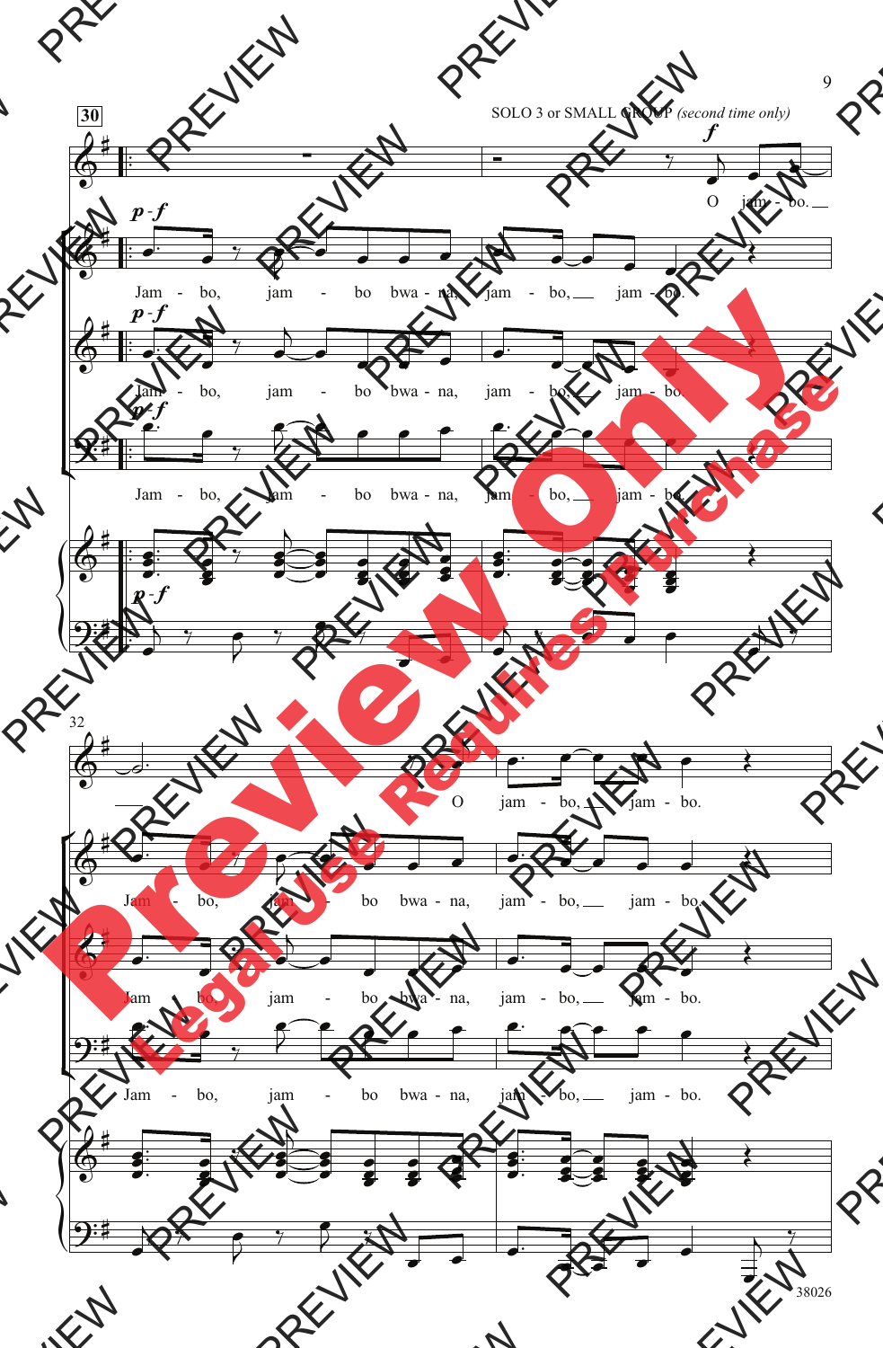SOLO 3 or SMALL GROUP *(second time only)*

O jam - bo.

Jam - bo, jam - bo bwa - na, jam - bo, jam - bo.

Jam - bo, jam - bo bwa - na, jam - bo, jam - bo.

Jam - bo, jam - bo bwa - na, jam - bo, jam - bo.

O jam - bo, jam - bo.

Jam - bo, jam - bo bwa - na, jam - bo, jam - bo.

Jam - bo, jam - bo bwa - na, jam - bo, jam - bo.

Jam - bo, jam - bo bwa - na, jam - bo, jam - bo.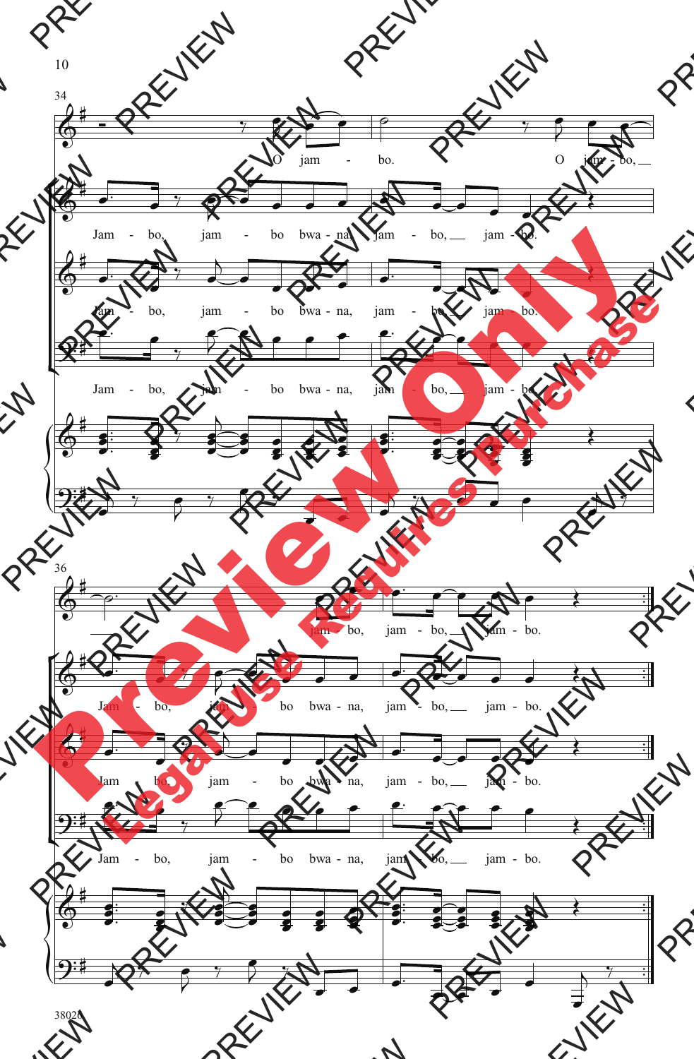34

O jam - bo. O jam - bo, __

Jam - bo, jam - bo bwa - na, jam - bo, __ jam - bo.

Jam - bo, jam - bo bwa - na, jam - bo, __ jam - bo.

Jam - bo, jam - bo bwa - na, jam - bo, __ jam - bo.

36

__ jam - bo, jam - bo, __ jam - bo.

Jam - bo, jam - bo bwa - na, jam - bo, __ jam - bo.

Jam - bo, jam - bo bwa - na, jam - bo, __ jam - bo.

Jam - bo, jam - bo bwa - na, jam - bo, __ jam - bo.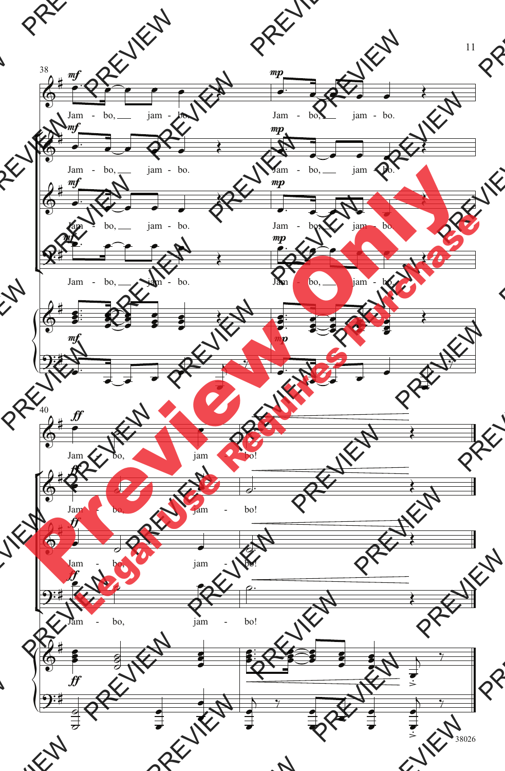38

mf

Jam - bo, jam - bo.

mp

Jam - bo, jam - bo.

mf

Jam - bo, jam - bo.

mp

Jam - bo, jam - bo.

mf

Jam - bo, jam - bo.

mp

Jam - bo, jam - bo.

mf

Jam - bo, jam - bo.

mp

Jam - bo, jam - bo.

mf

mp

40

ff

Jam - bo, jam - bo!

ff

Jam - bo, jam - bo!

ff

Jam - bo, jam - bo!

ff

Jam - bo, jam - bo!

ff

Preview Only

Legal Use Requires Purchase